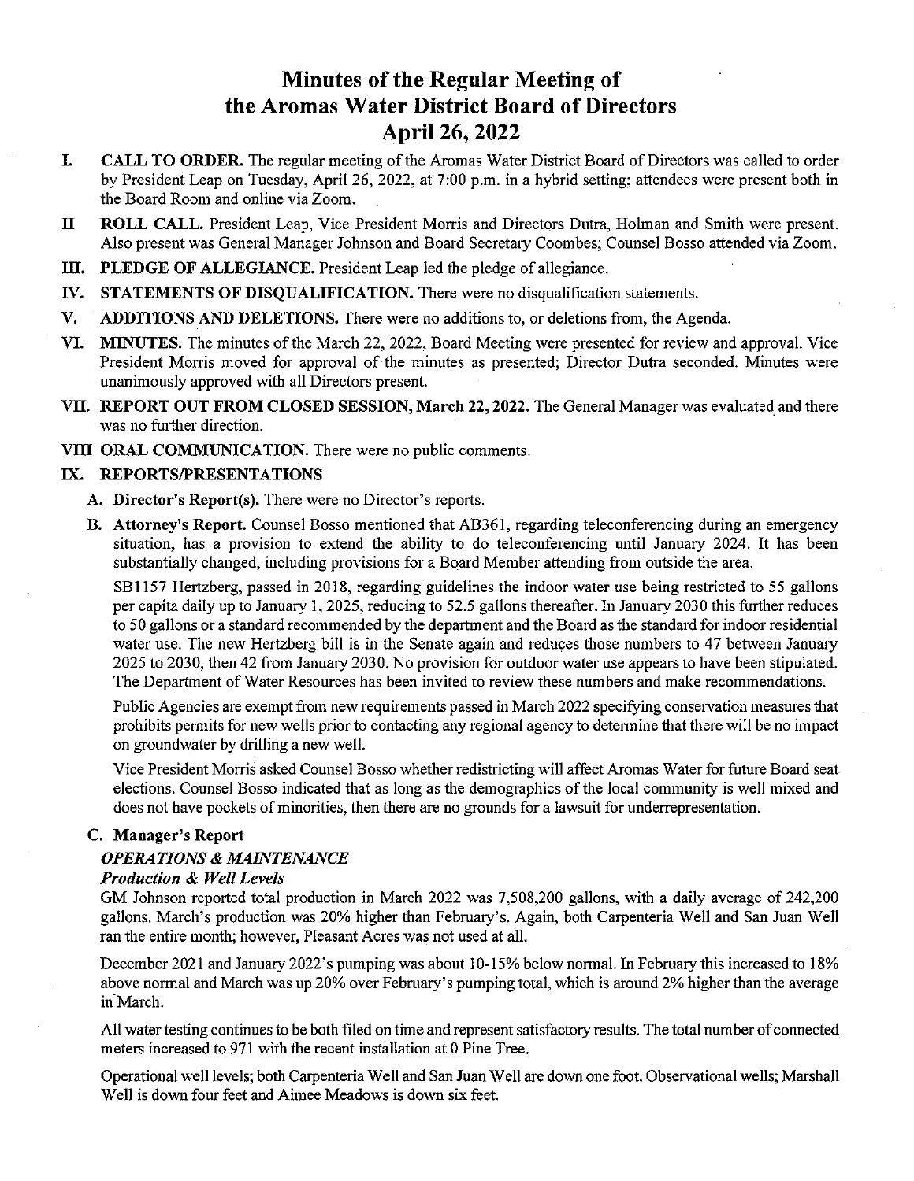# Minutes of the Regular Meeting of the Aromas Water District Board of Directors April 26, 2022

**I. CALL TO ORDER.** The regular meeting of the Aromas Water District Board of Directors was called to order by President Leap on Tuesday, April 26, 2022, at 7:00 p.m. in a hybrid setting; attendees were present both in the Board Room and online via Zoom.

**II ROLL CALL.** President Leap, Vice President Morris and Directors Dutra, Holman and Smith were present. Also present was General Manager Johnson and Board Secretary Coombes; Counsel Bosso attended via Zoom.

**III. PLEDGE OF ALLEGIANCE.** President Leap led the pledge of allegiance.

**IV. STATEMENTS OF DISQUALIFICATION.** There were no disqualification statements.

**V. ADDITIONS AND DELETIONS.** There were no additions to, or deletions from, the Agenda.

**VI. MINUTES.** The minutes of the March 22, 2022, Board Meeting were presented for review and approval. Vice President Morris moved for approval of the minutes as presented; Director Dutra seconded. Minutes were unanimously approved with all Directors present.

**VII. REPORT OUT FROM CLOSED SESSION, March 22, 2022.** The General Manager was evaluated and there was no further direction.

**VIII ORAL COMMUNICATION.** There were no public comments.

**IX. REPORTS/PRESENTATIONS**

**A. Director's Report(s).** There were no Director's reports.

**B. Attorney's Report.** Counsel Bosso mentioned that AB361, regarding teleconferencing during an emergency situation, has a provision to extend the ability to do teleconferencing until January 2024. It has been substantially changed, including provisions for a Board Member attending from outside the area.

SB1157 Hertzberg, passed in 2018, regarding guidelines the indoor water use being restricted to 55 gallons per capita daily up to January 1, 2025, reducing to 52.5 gallons thereafter. In January 2030 this further reduces to 50 gallons or a standard recommended by the department and the Board as the standard for indoor residential water use. The new Hertzberg bill is in the Senate again and reduces those numbers to 47 between January 2025 to 2030, then 42 from January 2030. No provision for outdoor water use appears to have been stipulated. The Department of Water Resources has been invited to review these numbers and make recommendations.

Public Agencies are exempt from new requirements passed in March 2022 specifying conservation measures that prohibits permits for new wells prior to contacting any regional agency to determine that there will be no impact on groundwater by drilling a new well.

Vice President Morris asked Counsel Bosso whether redistricting will affect Aromas Water for future Board seat elections. Counsel Bosso indicated that as long as the demographics of the local community is well mixed and does not have pockets of minorities, then there are no grounds for a lawsuit for underrepresentation.

**C. Manager's Report**

***OPERATIONS & MAINTENANCE***

***Production & Well Levels***

GM Johnson reported total production in March 2022 was 7,508,200 gallons, with a daily average of 242,200 gallons. March's production was 20% higher than February's. Again, both Carpenteria Well and San Juan Well ran the entire month; however, Pleasant Acres was not used at all.

December 2021 and January 2022's pumping was about 10-15% below normal. In February this increased to 18% above normal and March was up 20% over February's pumping total, which is around 2% higher than the average in March.

All water testing continues to be both filed on time and represent satisfactory results. The total number of connected meters increased to 971 with the recent installation at 0 Pine Tree.

Operational well levels; both Carpenteria Well and San Juan Well are down one foot. Observational wells; Marshall Well is down four feet and Aimee Meadows is down six feet.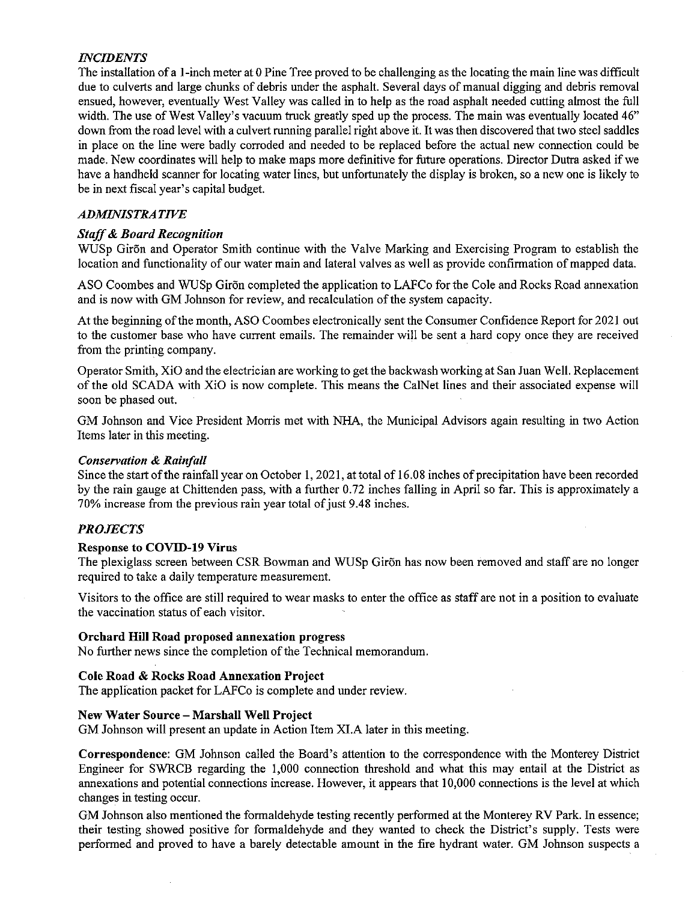### *INCIDENTS*

The installation of a 1-inch meter at 0 Pine Tree proved to be challenging as the locating the main line was difficult due to culverts and large chunks of debris under the asphalt. Several days of manual digging and debris removal ensued, however, eventually West Valley was called in to help as the road asphalt needed cutting almost the full width. The use of West Valley's vacuum truck greatly sped up the process. The main was eventually located 46" down from the road level with a culvert running parallel right above it. It was then discovered that two steel saddles in place on the line were badly corroded and needed to be replaced before the actual new connection could be made. New coordinates will help to make maps more definitive for future operations. Director Dutra asked if we have a handheld scanner for locating water lines, but unfortunately the display is broken, so a new one is likely to be in next fiscal year's capital budget.

### *ADMINISTRATIVE*

#### ***Staff & Board Recognition***

WUSp Girõn and Operator Smith continue with the Valve Marking and Exercising Program to establish the location and functionality of our water main and lateral valves as well as provide confirmation of mapped data.

ASO Coombes and WUSp Girõn completed the application to LAFCo for the Cole and Rocks Road annexation and is now with GM Johnson for review, and recalculation of the system capacity.

At the beginning of the month, ASO Coombes electronically sent the Consumer Confidence Report for 2021 out to the customer base who have current emails. The remainder will be sent a hard copy once they are received from the printing company.

Operator Smith, XiO and the electrician are working to get the backwash working at San Juan Well. Replacement of the old SCADA with XiO is now complete. This means the CalNet lines and their associated expense will soon be phased out.

GM Johnson and Vice President Morris met with NHA, the Municipal Advisors again resulting in two Action Items later in this meeting.

#### ***Conservation & Rainfall***

Since the start of the rainfall year on October 1, 2021, at total of 16.08 inches of precipitation have been recorded by the rain gauge at Chittenden pass, with a further 0.72 inches falling in April so far. This is approximately a 70% increase from the previous rain year total of just 9.48 inches.

### *PROJECTS*

**Response to COVID-19 Virus**

The plexiglass screen between CSR Bowman and WUSp Girõn has now been removed and staff are no longer required to take a daily temperature measurement.

Visitors to the office are still required to wear masks to enter the office as staff are not in a position to evaluate the vaccination status of each visitor.

**Orchard Hill Road proposed annexation progress**

No further news since the completion of the Technical memorandum.

**Cole Road & Rocks Road Annexation Project**

The application packet for LAFCo is complete and under review.

**New Water Source – Marshall Well Project**

GM Johnson will present an update in Action Item XI.A later in this meeting.

**Correspondence**: GM Johnson called the Board's attention to the correspondence with the Monterey District Engineer for SWRCB regarding the 1,000 connection threshold and what this may entail at the District as annexations and potential connections increase. However, it appears that 10,000 connections is the level at which changes in testing occur.

GM Johnson also mentioned the formaldehyde testing recently performed at the Monterey RV Park. In essence; their testing showed positive for formaldehyde and they wanted to check the District's supply. Tests were performed and proved to have a barely detectable amount in the fire hydrant water. GM Johnson suspects a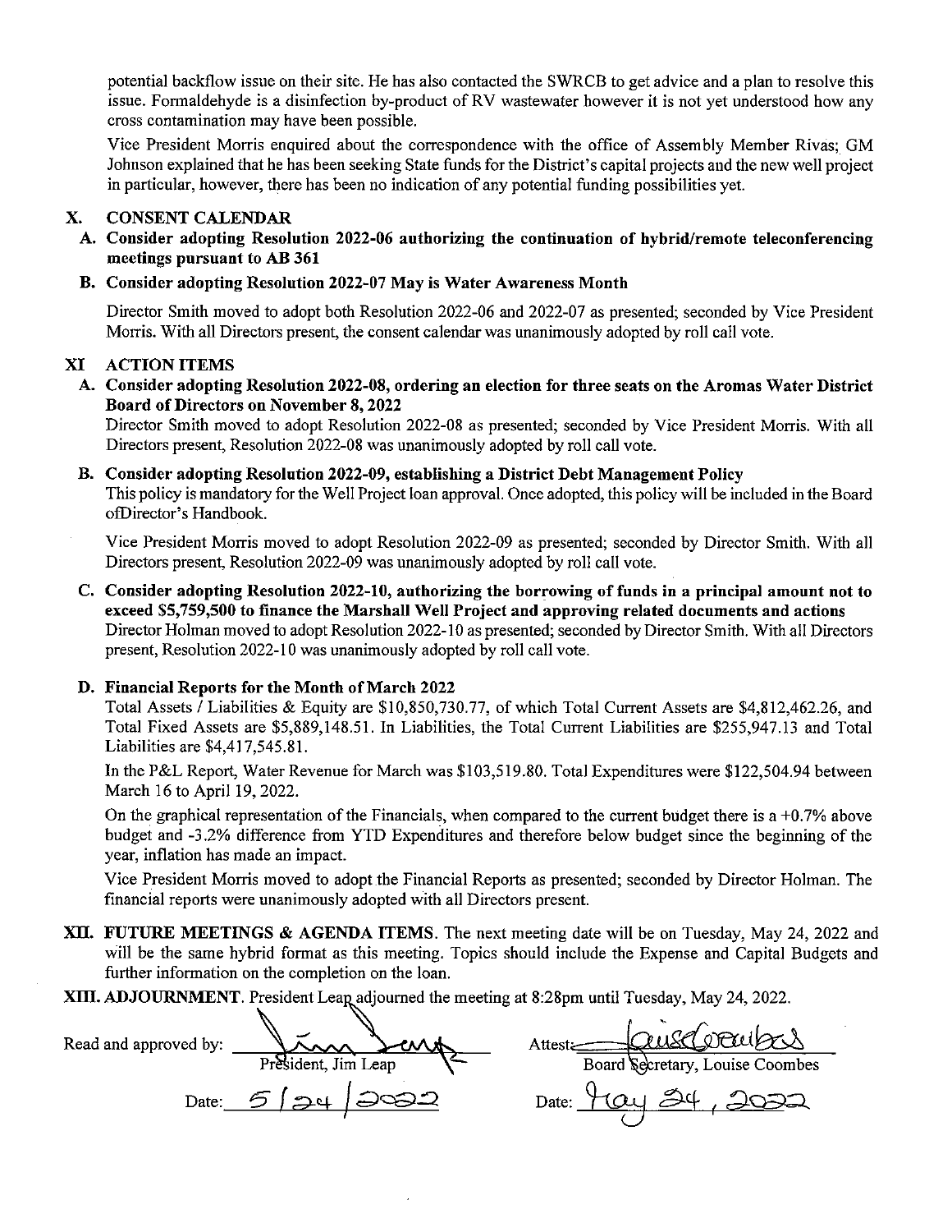potential backflow issue on their site. He has also contacted the SWRCB to get advice and a plan to resolve this issue. Formaldehyde is a disinfection by-product of RV wastewater however it is not yet understood how any cross contamination may have been possible.

Vice President Morris enquired about the correspondence with the office of Assembly Member Rivas; GM Johnson explained that he has been seeking State funds for the District's capital projects and the new well project in particular, however, there has been no indication of any potential funding possibilities yet.

## X. CONSENT CALENDAR

**A. Consider adopting Resolution 2022-06 authorizing the continuation of hybrid/remote teleconferencing meetings pursuant to AB 361**

**B. Consider adopting Resolution 2022-07 May is Water Awareness Month**

Director Smith moved to adopt both Resolution 2022-06 and 2022-07 as presented; seconded by Vice President Morris. With all Directors present, the consent calendar was unanimously adopted by roll call vote.

## XI ACTION ITEMS

**A. Consider adopting Resolution 2022-08, ordering an election for three seats on the Aromas Water District Board of Directors on November 8, 2022**

Director Smith moved to adopt Resolution 2022-08 as presented; seconded by Vice President Morris. With all Directors present, Resolution 2022-08 was unanimously adopted by roll call vote.

**B. Consider adopting Resolution 2022-09, establishing a District Debt Management Policy**

This policy is mandatory for the Well Project loan approval. Once adopted, this policy will be included in the Board ofDirector's Handbook.

Vice President Morris moved to adopt Resolution 2022-09 as presented; seconded by Director Smith. With all Directors present, Resolution 2022-09 was unanimously adopted by roll call vote.

**C. Consider adopting Resolution 2022-10, authorizing the borrowing of funds in a principal amount not to exceed $5,759,500 to finance the Marshall Well Project and approving related documents and actions**

Director Holman moved to adopt Resolution 2022-10 as presented; seconded by Director Smith. With all Directors present, Resolution 2022-10 was unanimously adopted by roll call vote.

**D. Financial Reports for the Month of March 2022**

Total Assets / Liabilities & Equity are $10,850,730.77, of which Total Current Assets are $4,812,462.26, and Total Fixed Assets are $5,889,148.51. In Liabilities, the Total Current Liabilities are $255,947.13 and Total Liabilities are $4,417,545.81.

In the P&L Report, Water Revenue for March was $103,519.80. Total Expenditures were $122,504.94 between March 16 to April 19, 2022.

On the graphical representation of the Financials, when compared to the current budget there is a +0.7% above budget and -3.2% difference from YTD Expenditures and therefore below budget since the beginning of the year, inflation has made an impact.

Vice President Morris moved to adopt the Financial Reports as presented; seconded by Director Holman. The financial reports were unanimously adopted with all Directors present.

**XII. FUTURE MEETINGS & AGENDA ITEMS**. The next meeting date will be on Tuesday, May 24, 2022 and will be the same hybrid format as this meeting. Topics should include the Expense and Capital Budgets and further information on the completion on the loan.

**XIII. ADJOURNMENT**. President Leap adjourned the meeting at 8:28pm until Tuesday, May 24, 2022.

Read and approved by: Jim Leap
President, Jim Leap
Date: 5/24/2022

Attest: Louise Coombes
Board Secretary, Louise Coombes
Date: May 24, 2022